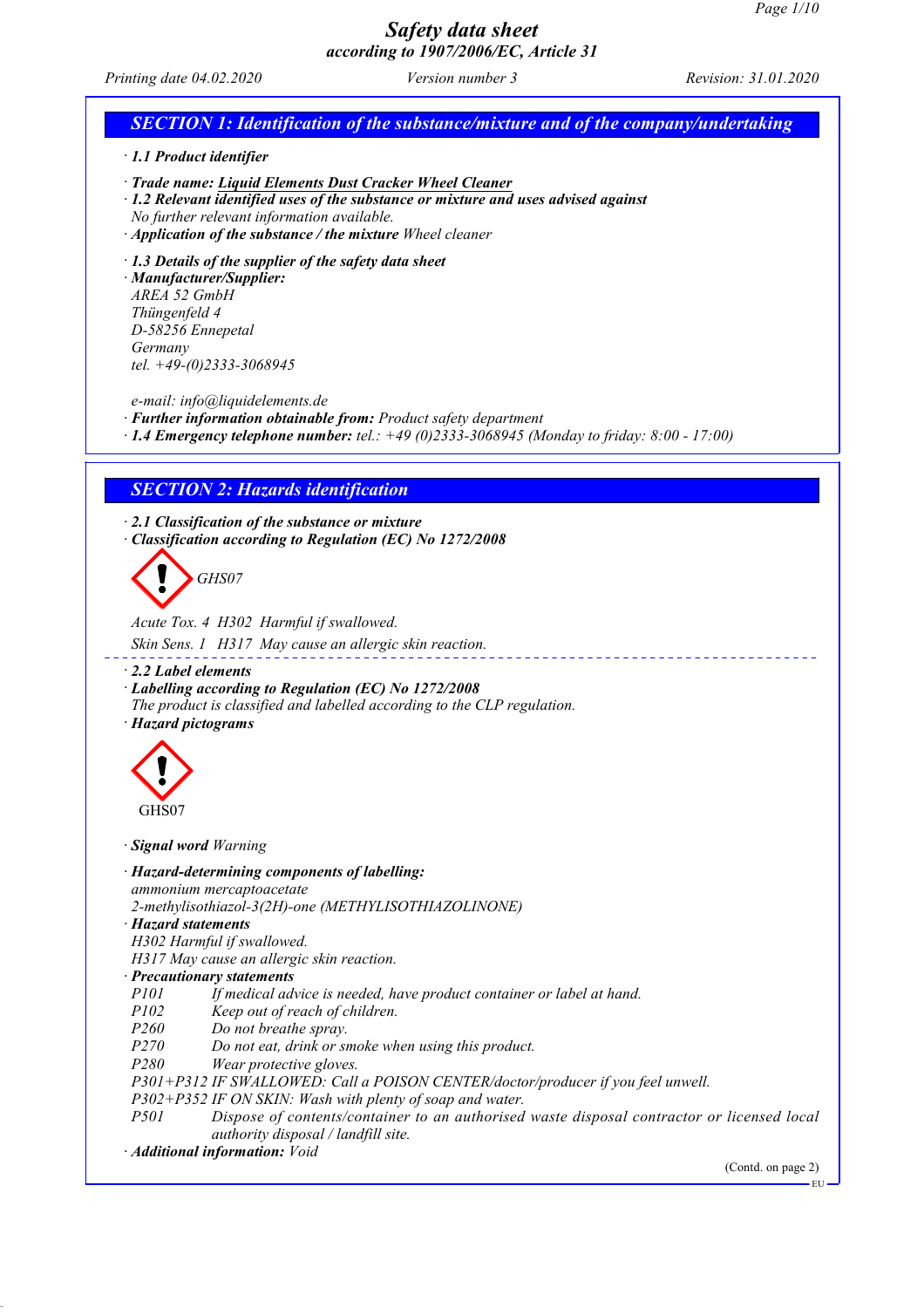# Safety data sheet
*according to 1907/2006/EC, Article 31*

*Printing date 04.02.2020* · *Version number 3* · *Revision: 31.01.2020*

## SECTION 1: Identification of the substance/mixture and of the company/undertaking

· **1.1 Product identifier**

· **Trade name: Liquid Elements Dust Cracker Wheel Cleaner**

· **1.2 Relevant identified uses of the substance or mixture and uses advised against**
No further relevant information available.

· **Application of the substance / the mixture** Wheel cleaner

· **1.3 Details of the supplier of the safety data sheet**

· **Manufacturer/Supplier:**
AREA 52 GmbH
Thüngenfeld 4
D-58256 Ennepetal
Germany
tel. +49-(0)2333-3068945

e-mail: info@liquidelements.de

· **Further information obtainable from:** Product safety department

· **1.4 Emergency telephone number:** tel.: +49 (0)2333-3068945 (Monday to friday: 8:00 - 17:00)

## SECTION 2: Hazards identification

· **2.1 Classification of the substance or mixture**

· **Classification according to Regulation (EC) No 1272/2008**

GHS07

Acute Tox. 4 H302 Harmful if swallowed.

Skin Sens. 1 H317 May cause an allergic skin reaction.

· **2.2 Label elements**

· **Labelling according to Regulation (EC) No 1272/2008**
The product is classified and labelled according to the CLP regulation.

· **Hazard pictograms**

GHS07

· **Signal word** Warning

· **Hazard-determining components of labelling:**
ammonium mercaptoacetate
2-methylisothiazol-3(2H)-one (METHYLISOTHIAZOLINONE)

· **Hazard statements**
H302 Harmful if swallowed.
H317 May cause an allergic skin reaction.

· **Precautionary statements**

| | |
|---|---|
| P101 | If medical advice is needed, have product container or label at hand. |
| P102 | Keep out of reach of children. |
| P260 | Do not breathe spray. |
| P270 | Do not eat, drink or smoke when using this product. |
| P280 | Wear protective gloves. |
| P301+P312 | IF SWALLOWED: Call a POISON CENTER/doctor/producer if you feel unwell. |
| P302+P352 | IF ON SKIN: Wash with plenty of soap and water. |
| P501 | Dispose of contents/container to an authorised waste disposal contractor or licensed local authority disposal / landfill site. |

· **Additional information:** Void

(Contd. on page 2)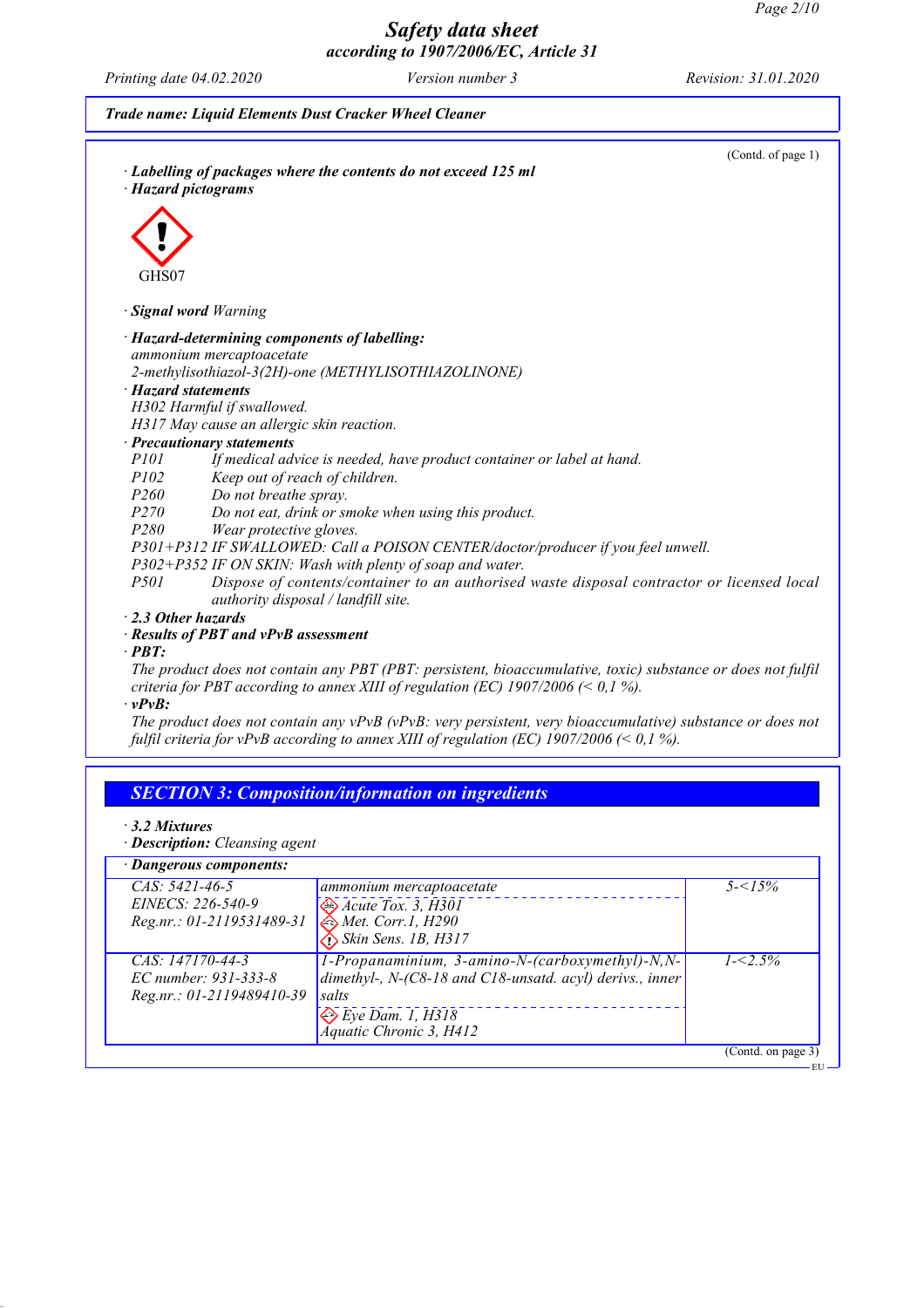Trade name: Liquid Elements Dust Cracker Wheel Cleaner

(Contd. of page 1)

· **Labelling of packages where the contents do not exceed 125 ml**

· **Hazard pictograms**

GHS07

· **Signal word** Warning

· **Hazard-determining components of labelling:**
ammonium mercaptoacetate
2-methylisothiazol-3(2H)-one (METHYLISOTHIAZOLINONE)

· **Hazard statements**
H302 Harmful if swallowed.
H317 May cause an allergic skin reaction.

· **Precautionary statements**
P101 If medical advice is needed, have product container or label at hand.
P102 Keep out of reach of children.
P260 Do not breathe spray.
P270 Do not eat, drink or smoke when using this product.
P280 Wear protective gloves.
P301+P312 IF SWALLOWED: Call a POISON CENTER/doctor/producer if you feel unwell.
P302+P352 IF ON SKIN: Wash with plenty of soap and water.
P501 Dispose of contents/container to an authorised waste disposal contractor or licensed local authority disposal / landfill site.

· **2.3 Other hazards**

· **Results of PBT and vPvB assessment**

· **PBT:**
The product does not contain any PBT (PBT: persistent, bioaccumulative, toxic) substance or does not fulfil criteria for PBT according to annex XIII of regulation (EC) 1907/2006 (< 0,1 %).

· **vPvB:**
The product does not contain any vPvB (vPvB: very persistent, very bioaccumulative) substance or does not fulfil criteria for vPvB according to annex XIII of regulation (EC) 1907/2006 (< 0,1 %).

## SECTION 3: Composition/information on ingredients

· **3.2 Mixtures**

· **Description:** Cleansing agent

| · Dangerous components: | | |
|---|---|---|
| CAS: 5421-46-5<br>EINECS: 226-540-9<br>Reg.nr.: 01-2119531489-31 | ammonium mercaptoacetate<br>Acute Tox. 3, H301<br>Met. Corr.1, H290<br>Skin Sens. 1B, H317 | 5-<15% |
| CAS: 147170-44-3<br>EC number: 931-333-8<br>Reg.nr.: 01-2119489410-39 | 1-Propanaminium, 3-amino-N-(carboxymethyl)-N,N-dimethyl-, N-(C8-18 and C18-unsatd. acyl) derivs., inner salts<br>Eye Dam. 1, H318<br>Aquatic Chronic 3, H412 | 1-<2.5% |

(Contd. on page 3)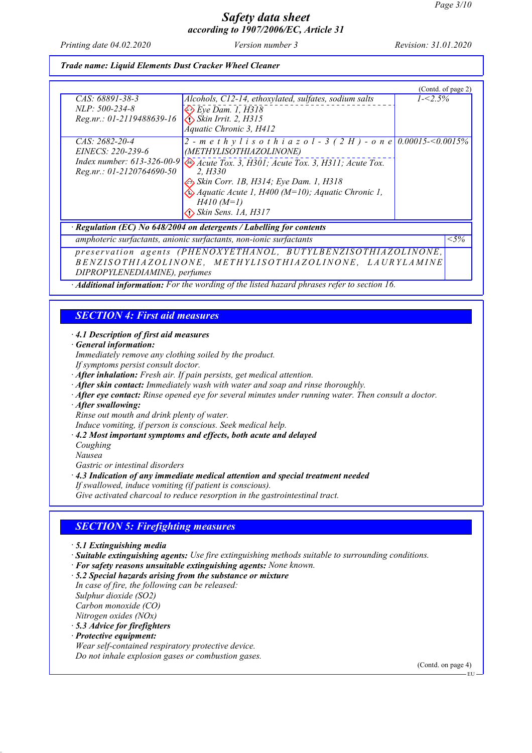*Safety data sheet*
*according to 1907/2006/EC, Article 31*

*Printing date 04.02.2020* *Version number 3* *Revision: 31.01.2020*

***Trade name: Liquid Elements Dust Cracker Wheel Cleaner***

(Contd. of page 2)

| | | |
|---|---|---|
| CAS: 68891-38-3<br>NLP: 500-234-8<br>Reg.nr.: 01-2119488639-16 | Alcohols, C12-14, ethoxylated, sulfates, sodium salts<br>Eye Dam. 1, H318<br>Skin Irrit. 2, H315<br>Aquatic Chronic 3, H412 | 1-<2.5% |
| CAS: 2682-20-4<br>EINECS: 220-239-6<br>Index number: 613-326-00-9<br>Reg.nr.: 01-2120764690-50 | 2-methylisothiazol-3(2H)-one (METHYLISOTHIAZOLINONE)<br>Acute Tox. 3, H301; Acute Tox. 3, H311; Acute Tox. 2, H330<br>Skin Corr. 1B, H314; Eye Dam. 1, H318<br>Aquatic Acute 1, H400 (M=10); Aquatic Chronic 1, H410 (M=1)<br>Skin Sens. 1A, H317 | 0.00015-<0.0015% |

· **Regulation (EC) No 648/2004 on detergents / Labelling for contents**

| | |
|---|---|
| amphoteric surfactants, anionic surfactants, non-ionic surfactants | <5% |
| preservation agents (PHENOXYETHANOL, BUTYLBENZISOTHIAZOLINONE, BENZISOTHIAZOLINONE, METHYLISOTHIAZOLINONE, LAURYLAMINE DIPROPYLENEDIAMINE), perfumes | |

· **Additional information:** For the wording of the listed hazard phrases refer to section 16.

## SECTION 4: First aid measures

· **4.1 Description of first aid measures**
· **General information:**
Immediately remove any clothing soiled by the product.
If symptoms persist consult doctor.
· **After inhalation:** Fresh air. If pain persists, get medical attention.
· **After skin contact:** Immediately wash with water and soap and rinse thoroughly.
· **After eye contact:** Rinse opened eye for several minutes under running water. Then consult a doctor.
· **After swallowing:**
Rinse out mouth and drink plenty of water.
Induce vomiting, if person is conscious. Seek medical help.
· **4.2 Most important symptoms and effects, both acute and delayed**
Coughing
Nausea
Gastric or intestinal disorders
· **4.3 Indication of any immediate medical attention and special treatment needed**
If swallowed, induce vomiting (if patient is conscious).
Give activated charcoal to reduce resorption in the gastrointestinal tract.

## SECTION 5: Firefighting measures

· **5.1 Extinguishing media**
· **Suitable extinguishing agents:** Use fire extinguishing methods suitable to surrounding conditions.
· **For safety reasons unsuitable extinguishing agents:** None known.
· **5.2 Special hazards arising from the substance or mixture**
In case of fire, the following can be released:
Sulphur dioxide ($SO_2$)
Carbon monoxide (CO)
Nitrogen oxides ($NO_x$)
· **5.3 Advice for firefighters**
· **Protective equipment:**
Wear self-contained respiratory protective device.
Do not inhale explosion gases or combustion gases.

(Contd. on page 4)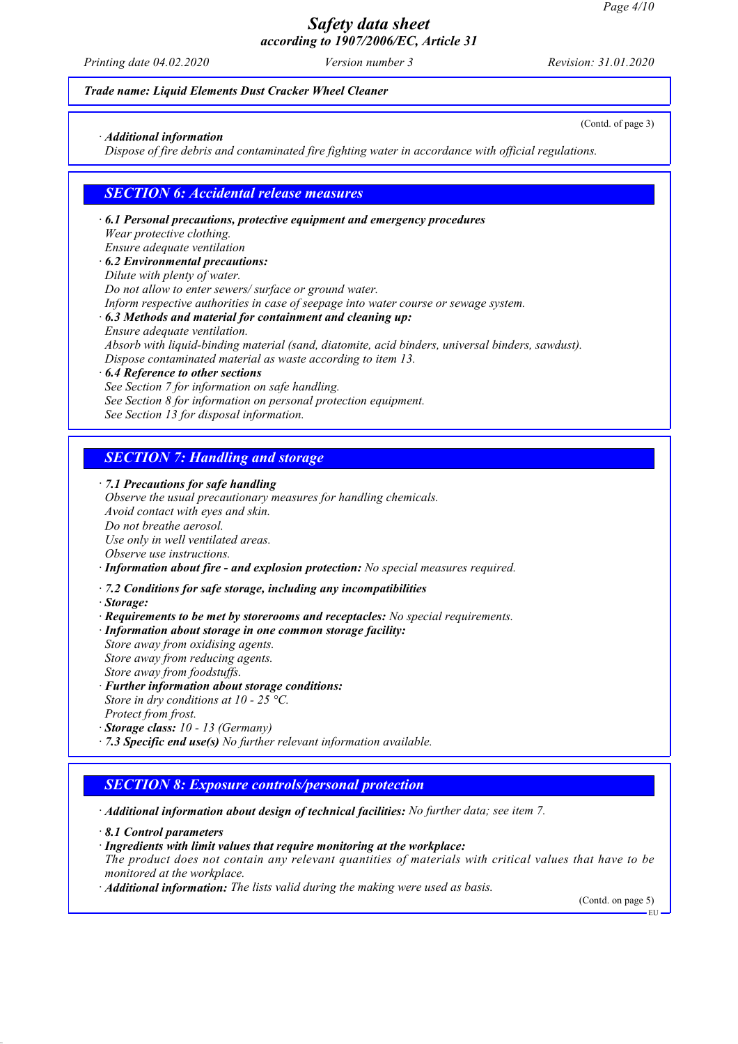*Trade name: Liquid Elements Dust Cracker Wheel Cleaner*

(Contd. of page 3)

· ***Additional information***
*Dispose of fire debris and contaminated fire fighting water in accordance with official regulations.*

## SECTION 6: Accidental release measures

· ***6.1 Personal precautions, protective equipment and emergency procedures***
*Wear protective clothing.*
*Ensure adequate ventilation*
· ***6.2 Environmental precautions:***
*Dilute with plenty of water.*
*Do not allow to enter sewers/ surface or ground water.*
*Inform respective authorities in case of seepage into water course or sewage system.*
· ***6.3 Methods and material for containment and cleaning up:***
*Ensure adequate ventilation.*
*Absorb with liquid-binding material (sand, diatomite, acid binders, universal binders, sawdust).*
*Dispose contaminated material as waste according to item 13.*
· ***6.4 Reference to other sections***
*See Section 7 for information on safe handling.*
*See Section 8 for information on personal protection equipment.*
*See Section 13 for disposal information.*

## SECTION 7: Handling and storage

· ***7.1 Precautions for safe handling***
*Observe the usual precautionary measures for handling chemicals.*
*Avoid contact with eyes and skin.*
*Do not breathe aerosol.*
*Use only in well ventilated areas.*
*Observe use instructions.*
· ***Information about fire - and explosion protection:*** *No special measures required.*

· ***7.2 Conditions for safe storage, including any incompatibilities***
· ***Storage:***
· ***Requirements to be met by storerooms and receptacles:*** *No special requirements.*
· ***Information about storage in one common storage facility:***
*Store away from oxidising agents.*
*Store away from reducing agents.*
*Store away from foodstuffs.*
· ***Further information about storage conditions:***
*Store in dry conditions at 10 - 25 °C.*
*Protect from frost.*
· ***Storage class:*** *10 - 13 (Germany)*
· ***7.3 Specific end use(s)*** *No further relevant information available.*

## SECTION 8: Exposure controls/personal protection

· ***Additional information about design of technical facilities:*** *No further data; see item 7.*

· ***8.1 Control parameters***
· ***Ingredients with limit values that require monitoring at the workplace:***
*The product does not contain any relevant quantities of materials with critical values that have to be monitored at the workplace.*
· ***Additional information:*** *The lists valid during the making were used as basis.*

(Contd. on page 5)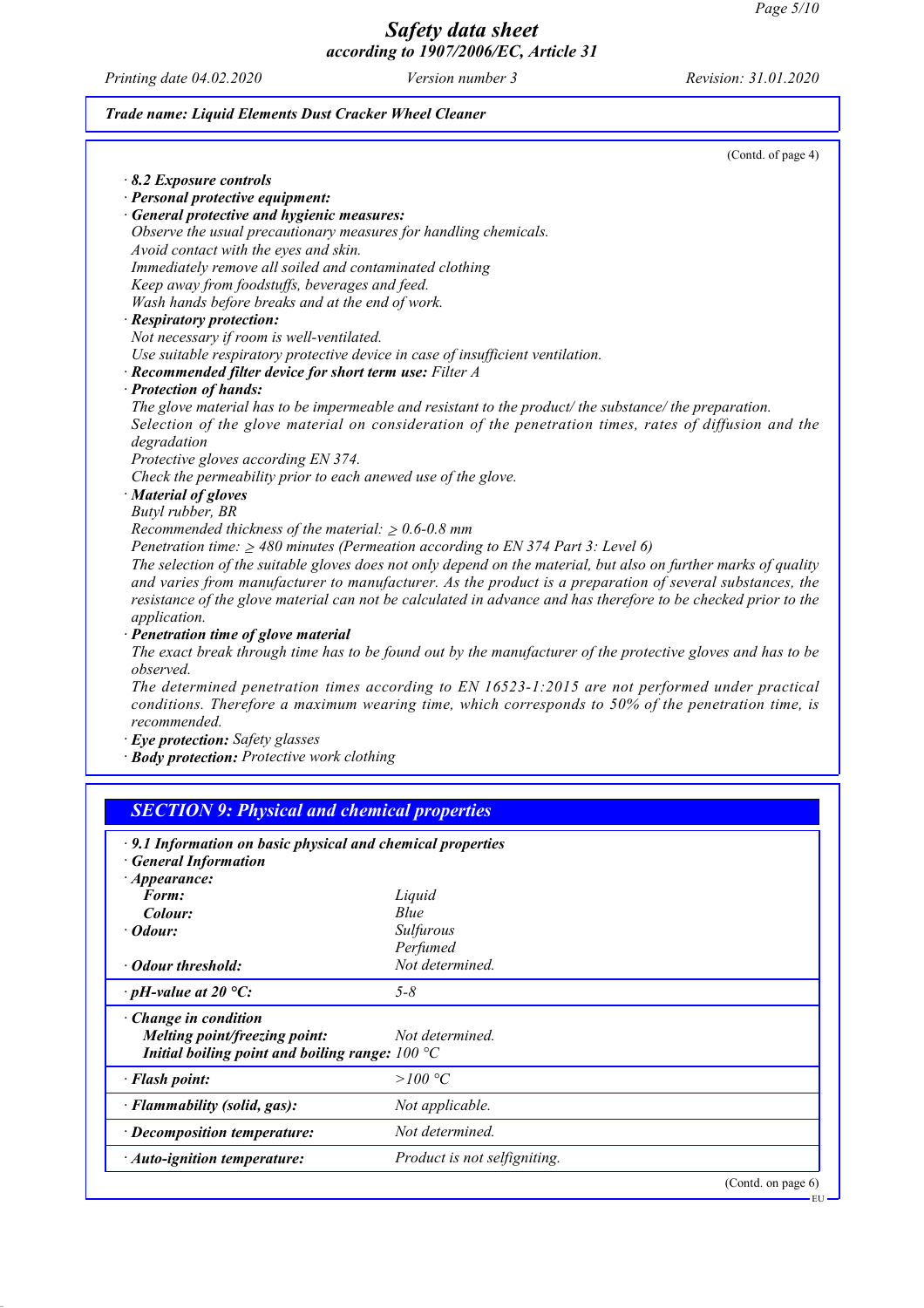*Trade name: Liquid Elements Dust Cracker Wheel Cleaner*

(Contd. of page 4)

· ***8.2 Exposure controls***
· ***Personal protective equipment:***
· ***General protective and hygienic measures:***
*Observe the usual precautionary measures for handling chemicals.*
*Avoid contact with the eyes and skin.*
*Immediately remove all soiled and contaminated clothing*
*Keep away from foodstuffs, beverages and feed.*
*Wash hands before breaks and at the end of work.*
· ***Respiratory protection:***
*Not necessary if room is well-ventilated.*
*Use suitable respiratory protective device in case of insufficient ventilation.*
· ***Recommended filter device for short term use:*** *Filter A*
· ***Protection of hands:***
*The glove material has to be impermeable and resistant to the product/ the substance/ the preparation.*
*Selection of the glove material on consideration of the penetration times, rates of diffusion and the degradation*
*Protective gloves according EN 374.*
*Check the permeability prior to each anewed use of the glove.*
· ***Material of gloves***
*Butyl rubber, BR*
*Recommended thickness of the material: ≥ 0.6-0.8 mm*
*Penetration time: ≥ 480 minutes (Permeation according to EN 374 Part 3: Level 6)*
*The selection of the suitable gloves does not only depend on the material, but also on further marks of quality and varies from manufacturer to manufacturer. As the product is a preparation of several substances, the resistance of the glove material can not be calculated in advance and has therefore to be checked prior to the application.*
· ***Penetration time of glove material***
*The exact break through time has to be found out by the manufacturer of the protective gloves and has to be observed.*
*The determined penetration times according to EN 16523-1:2015 are not performed under practical conditions. Therefore a maximum wearing time, which corresponds to 50% of the penetration time, is recommended.*
· ***Eye protection:*** *Safety glasses*
· ***Body protection:*** *Protective work clothing*

## *SECTION 9: Physical and chemical properties*

· ***9.1 Information on basic physical and chemical properties***
· ***General Information***

| | |
|---|---|
| · ***Appearance:*** | |
| ***Form:*** | *Liquid* |
| ***Colour:*** | *Blue* |
| · ***Odour:*** | *Sulfurous* *Perfumed* |
| · ***Odour threshold:*** | *Not determined.* |
| · ***pH-value at 20 °C:*** | *5-8* |
| · ***Change in condition*** | |
| ***Melting point/freezing point:*** | *Not determined.* |
| ***Initial boiling point and boiling range:*** | *100 °C* |
| · ***Flash point:*** | *>100 °C* |
| · ***Flammability (solid, gas):*** | *Not applicable.* |
| · ***Decomposition temperature:*** | *Not determined.* |
| · ***Auto-ignition temperature:*** | *Product is not selfigniting.* |

(Contd. on page 6)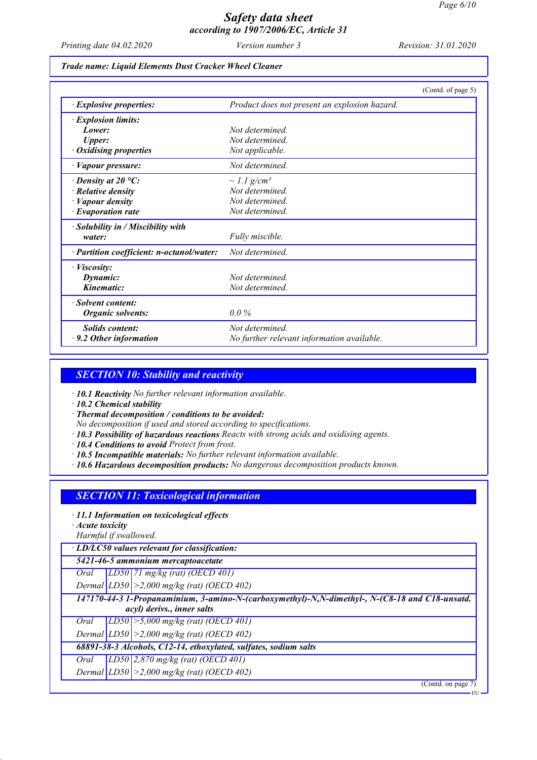# Safety data sheet
## according to 1907/2006/EC, Article 31

Printing date 04.02.2020 | Version number 3 | Revision: 31.01.2020

**Trade name: Liquid Elements Dust Cracker Wheel Cleaner**

(Contd. of page 5)

| | |
|---|---|
| · **Explosive properties:** | Product does not present an explosion hazard. |
| · **Explosion limits:** | |
| **Lower:** | Not determined. |
| **Upper:** | Not determined. |
| · **Oxidising properties** | Not applicable. |
| · **Vapour pressure:** | Not determined. |
| · **Density at 20 °C:** | ~ 1.1 g/cm³ |
| · **Relative density** | Not determined. |
| · **Vapour density** | Not determined. |
| · **Evaporation rate** | Not determined. |
| · **Solubility in / Miscibility with water:** | Fully miscible. |
| · **Partition coefficient: n-octanol/water:** | Not determined. |
| · **Viscosity:** | |
| **Dynamic:** | Not determined. |
| **Kinematic:** | Not determined. |
| · **Solvent content:** | |
| **Organic solvents:** | 0.0 % |
| **Solids content:** | Not determined. |
| · **9.2 Other information** | No further relevant information available. |

## SECTION 10: Stability and reactivity

· **10.1 Reactivity** No further relevant information available.
· **10.2 Chemical stability**
· **Thermal decomposition / conditions to be avoided:**
No decomposition if used and stored according to specifications.
· **10.3 Possibility of hazardous reactions** Reacts with strong acids and oxidising agents.
· **10.4 Conditions to avoid** Protect from frost.
· **10.5 Incompatible materials:** No further relevant information available.
· **10.6 Hazardous decomposition products:** No dangerous decomposition products known.

## SECTION 11: Toxicological information

· **11.1 Information on toxicological effects**
· **Acute toxicity**
Harmful if swallowed.

| · **LD/LC50 values relevant for classification:** | | |
|---|---|---|
| **5421-46-5 ammonium mercaptoacetate** | | |
| Oral | LD50 | 71 mg/kg (rat) (OECD 401) |
| Dermal | LD50 | >2,000 mg/kg (rat) (OECD 402) |
| **147170-44-3 1-Propanaminium, 3-amino-N-(carboxymethyl)-N,N-dimethyl-, N-(C8-18 and C18-unsatd. acyl) derivs., inner salts** | | |
| Oral | LD50 | >5,000 mg/kg (rat) (OECD 401) |
| Dermal | LD50 | >2,000 mg/kg (rat) (OECD 402) |
| **68891-38-3 Alcohols, C12-14, ethoxylated, sulfates, sodium salts** | | |
| Oral | LD50 | 2,870 mg/kg (rat) (OECD 401) |
| Dermal | LD50 | >2,000 mg/kg (rat) (OECD 402) |

(Contd. on page 7)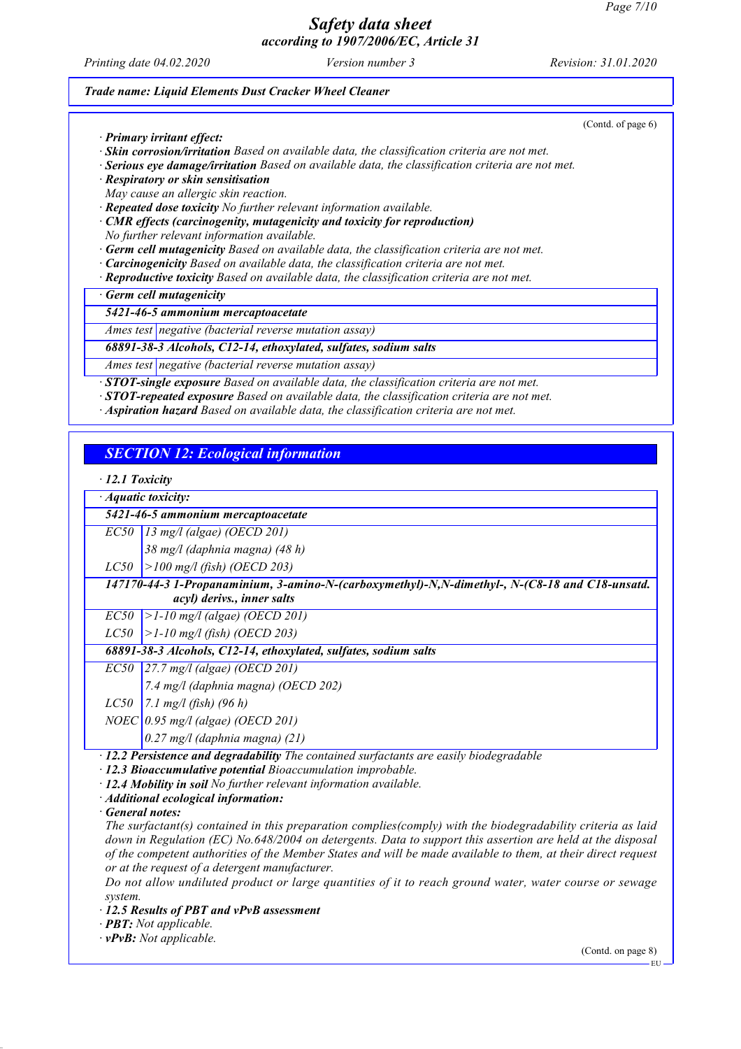*(Contd. of page 6)*

· ***Primary irritant effect:***
· ***Skin corrosion/irritation*** *Based on available data, the classification criteria are not met.*
· ***Serious eye damage/irritation*** *Based on available data, the classification criteria are not met.*
· ***Respiratory or skin sensitisation***
*May cause an allergic skin reaction.*
· ***Repeated dose toxicity*** *No further relevant information available.*
· ***CMR effects (carcinogenity, mutagenicity and toxicity for reproduction)***
*No further relevant information available.*
· ***Germ cell mutagenicity*** *Based on available data, the classification criteria are not met.*
· ***Carcinogenicity*** *Based on available data, the classification criteria are not met.*
· ***Reproductive toxicity*** *Based on available data, the classification criteria are not met.*

| · ***Germ cell mutagenicity*** | |
|---|---|
| ***5421-46-5 ammonium mercaptoacetate*** | |
| *Ames test* | *negative (bacterial reverse mutation assay)* |
| ***68891-38-3 Alcohols, C12-14, ethoxylated, sulfates, sodium salts*** | |
| *Ames test* | *negative (bacterial reverse mutation assay)* |

· ***STOT-single exposure*** *Based on available data, the classification criteria are not met.*
· ***STOT-repeated exposure*** *Based on available data, the classification criteria are not met.*
· ***Aspiration hazard*** *Based on available data, the classification criteria are not met.*

## *SECTION 12: Ecological information*

· ***12.1 Toxicity***

| · ***Aquatic toxicity:*** | |
|---|---|
| ***5421-46-5 ammonium mercaptoacetate*** | |
| *EC50* | *13 mg/l (algae) (OECD 201)* |
| | *38 mg/l (daphnia magna) (48 h)* |
| *LC50* | *>100 mg/l (fish) (OECD 203)* |
| ***147170-44-3 1-Propanaminium, 3-amino-N-(carboxymethyl)-N,N-dimethyl-, N-(C8-18 and C18-unsatd. acyl) derivs., inner salts*** | |
| *EC50* | *>1-10 mg/l (algae) (OECD 201)* |
| *LC50* | *>1-10 mg/l (fish) (OECD 203)* |
| ***68891-38-3 Alcohols, C12-14, ethoxylated, sulfates, sodium salts*** | |
| *EC50* | *27.7 mg/l (algae) (OECD 201)* |
| | *7.4 mg/l (daphnia magna) (OECD 202)* |
| *LC50* | *7.1 mg/l (fish) (96 h)* |
| *NOEC* | *0.95 mg/l (algae) (OECD 201)* |
| | *0.27 mg/l (daphnia magna) (21)* |

· ***12.2 Persistence and degradability*** *The contained surfactants are easily biodegradable*
· ***12.3 Bioaccumulative potential*** *Bioaccumulation improbable.*
· ***12.4 Mobility in soil*** *No further relevant information available.*
· ***Additional ecological information:***
· ***General notes:***
*The surfactant(s) contained in this preparation complies(comply) with the biodegradability criteria as laid down in Regulation (EC) No.648/2004 on detergents. Data to support this assertion are held at the disposal of the competent authorities of the Member States and will be made available to them, at their direct request or at the request of a detergent manufacturer.*
*Do not allow undiluted product or large quantities of it to reach ground water, water course or sewage system.*
· ***12.5 Results of PBT and vPvB assessment***
· ***PBT:*** *Not applicable.*
· ***vPvB:*** *Not applicable.*

*(Contd. on page 8)*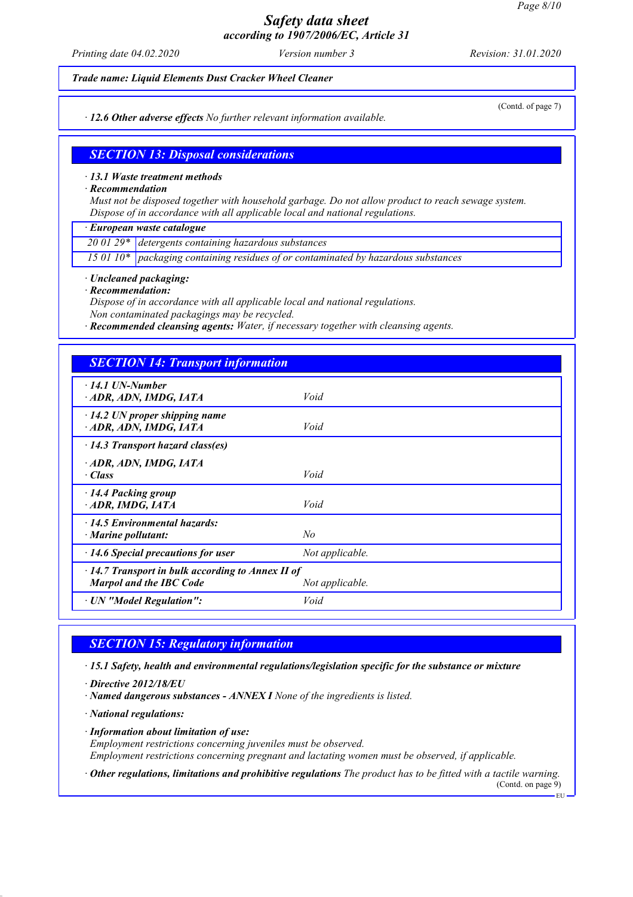*Trade name: Liquid Elements Dust Cracker Wheel Cleaner*

(Contd. of page 7)

· **12.6 Other adverse effects** No further relevant information available.

## SECTION 13: Disposal considerations

· **13.1 Waste treatment methods**

· **Recommendation**

Must not be disposed together with household garbage. Do not allow product to reach sewage system.
Dispose of in accordance with all applicable local and national regulations.

| · European waste catalogue | |
|---|---|
| 20 01 29* | detergents containing hazardous substances |
| 15 01 10* | packaging containing residues of or contaminated by hazardous substances |

· **Uncleaned packaging:**

· **Recommendation:**

Dispose of in accordance with all applicable local and national regulations.
Non contaminated packagings may be recycled.

· **Recommended cleansing agents:** Water, if necessary together with cleansing agents.

## SECTION 14: Transport information

| | |
|---|---|
| · **14.1 UN-Number**<br>· **ADR, ADN, IMDG, IATA** | Void |
| · **14.2 UN proper shipping name**<br>· **ADR, ADN, IMDG, IATA** | Void |
| · **14.3 Transport hazard class(es)**<br>· **ADR, ADN, IMDG, IATA**<br>· **Class** | Void |
| · **14.4 Packing group**<br>· **ADR, IMDG, IATA** | Void |
| · **14.5 Environmental hazards:**<br>· **Marine pollutant:** | No |
| · **14.6 Special precautions for user** | Not applicable. |
| · **14.7 Transport in bulk according to Annex II of Marpol and the IBC Code** | Not applicable. |
| · **UN "Model Regulation":** | Void |

## SECTION 15: Regulatory information

· **15.1 Safety, health and environmental regulations/legislation specific for the substance or mixture**

· **Directive 2012/18/EU**

· **Named dangerous substances - ANNEX I** None of the ingredients is listed.

· **National regulations:**

· **Information about limitation of use:**

Employment restrictions concerning juveniles must be observed.
Employment restrictions concerning pregnant and lactating women must be observed, if applicable.

· **Other regulations, limitations and prohibitive regulations** The product has to be fitted with a tactile warning.

(Contd. on page 9)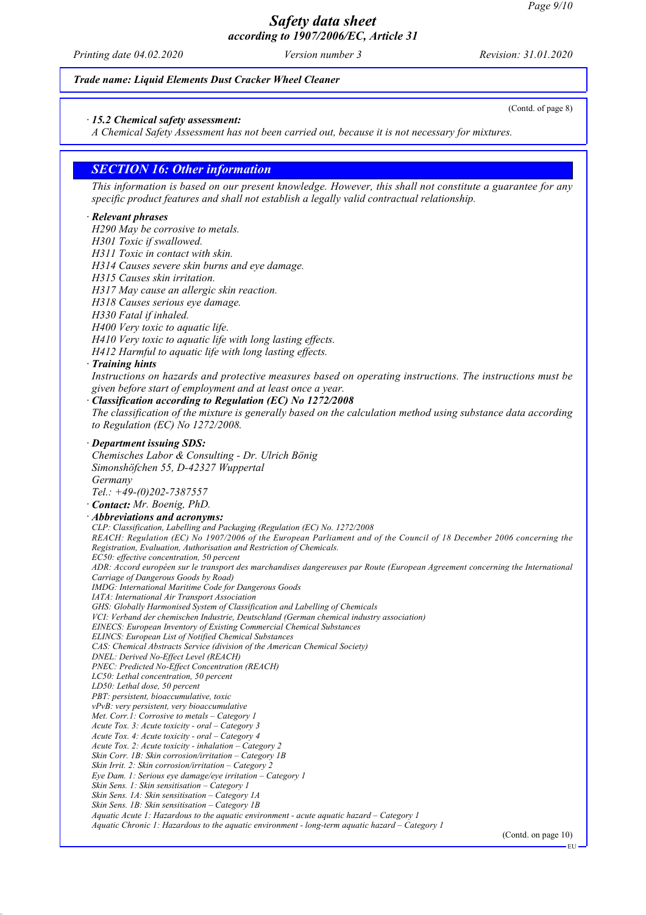*Trade name: Liquid Elements Dust Cracker Wheel Cleaner*

(Contd. of page 8)

· ***15.2 Chemical safety assessment:***
*A Chemical Safety Assessment has not been carried out, because it is not necessary for mixtures.*

## *SECTION 16: Other information*

*This information is based on our present knowledge. However, this shall not constitute a guarantee for any specific product features and shall not establish a legally valid contractual relationship.*

· ***Relevant phrases***
*H290 May be corrosive to metals.*
*H301 Toxic if swallowed.*
*H311 Toxic in contact with skin.*
*H314 Causes severe skin burns and eye damage.*
*H315 Causes skin irritation.*
*H317 May cause an allergic skin reaction.*
*H318 Causes serious eye damage.*
*H330 Fatal if inhaled.*
*H400 Very toxic to aquatic life.*
*H410 Very toxic to aquatic life with long lasting effects.*
*H412 Harmful to aquatic life with long lasting effects.*

· ***Training hints***
*Instructions on hazards and protective measures based on operating instructions. The instructions must be given before start of employment and at least once a year.*

· ***Classification according to Regulation (EC) No 1272/2008***
*The classification of the mixture is generally based on the calculation method using substance data according to Regulation (EC) No 1272/2008.*

· ***Department issuing SDS:***
*Chemisches Labor & Consulting - Dr. Ulrich Bönig*
*Simonshöfchen 55, D-42327 Wuppertal*
*Germany*
*Tel.: +49-(0)202-7387557*

· ***Contact:*** *Mr. Boenig, PhD.*

· ***Abbreviations and acronyms:***
*CLP: Classification, Labelling and Packaging (Regulation (EC) No. 1272/2008*
*REACH: Regulation (EC) No 1907/2006 of the European Parliament and of the Council of 18 December 2006 concerning the Registration, Evaluation, Authorisation and Restriction of Chemicals.*
*EC50: effective concentration, 50 percent*
*ADR: Accord européen sur le transport des marchandises dangereuses par Route (European Agreement concerning the International Carriage of Dangerous Goods by Road)*
*IMDG: International Maritime Code for Dangerous Goods*
*IATA: International Air Transport Association*
*GHS: Globally Harmonised System of Classification and Labelling of Chemicals*
*VCI: Verband der chemischen Industrie, Deutschland (German chemical industry association)*
*EINECS: European Inventory of Existing Commercial Chemical Substances*
*ELINCS: European List of Notified Chemical Substances*
*CAS: Chemical Abstracts Service (division of the American Chemical Society)*
*DNEL: Derived No-Effect Level (REACH)*
*PNEC: Predicted No-Effect Concentration (REACH)*
*LC50: Lethal concentration, 50 percent*
*LD50: Lethal dose, 50 percent*
*PBT: persistent, bioaccumulative, toxic*
*vPvB: very persistent, very bioaccumulative*
*Met. Corr.1: Corrosive to metals – Category 1*
*Acute Tox. 3: Acute toxicity - oral – Category 3*
*Acute Tox. 4: Acute toxicity - oral – Category 4*
*Acute Tox. 2: Acute toxicity - inhalation – Category 2*
*Skin Corr. 1B: Skin corrosion/irritation – Category 1B*
*Skin Irrit. 2: Skin corrosion/irritation – Category 2*
*Eye Dam. 1: Serious eye damage/eye irritation – Category 1*
*Skin Sens. 1: Skin sensitisation – Category 1*
*Skin Sens. 1A: Skin sensitisation – Category 1A*
*Skin Sens. 1B: Skin sensitisation – Category 1B*
*Aquatic Acute 1: Hazardous to the aquatic environment - acute aquatic hazard – Category 1*
*Aquatic Chronic 1: Hazardous to the aquatic environment - long-term aquatic hazard – Category 1*

(Contd. on page 10)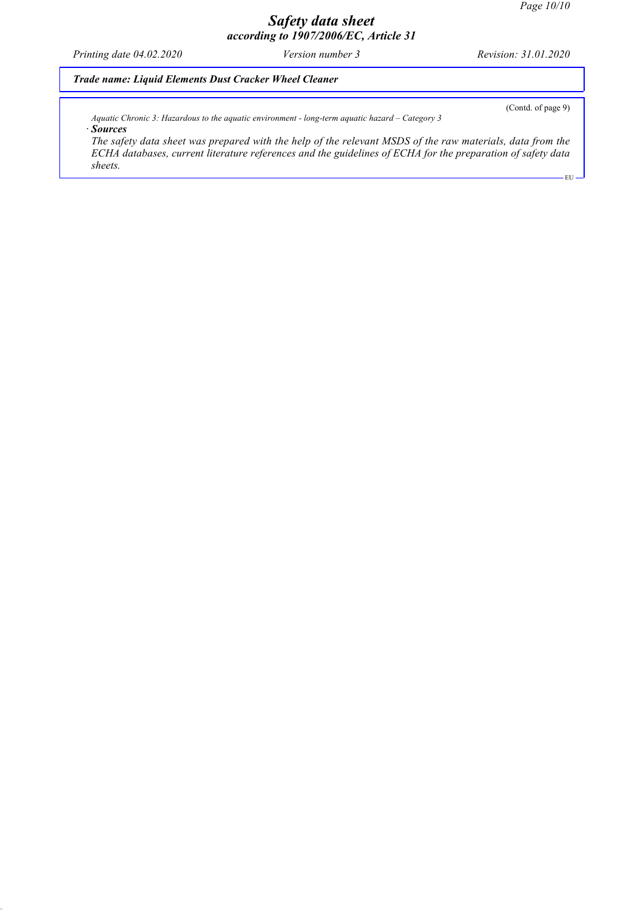(Contd. of page 9)

*Aquatic Chronic 3: Hazardous to the aquatic environment - long-term aquatic hazard – Category 3*

· ***Sources***

*The safety data sheet was prepared with the help of the relevant MSDS of the raw materials, data from the ECHA databases, current literature references and the guidelines of ECHA for the preparation of safety data sheets.*

EU